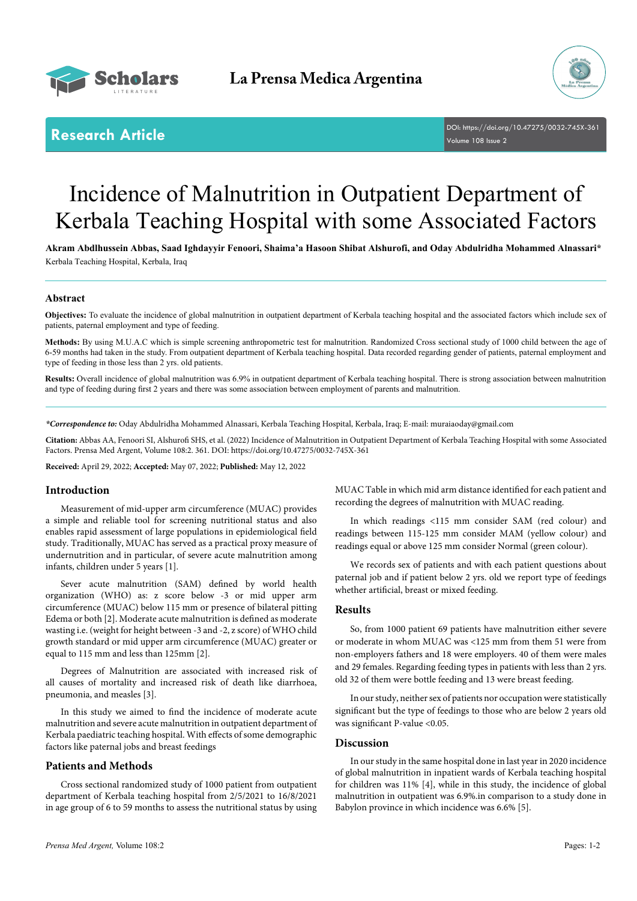Research Article

DOI: https://doi.org/10.47275/0032-745X-361

# Incidence of Malnutrition in Outpatient Department of Kerbala Teaching Hospital with some Associated Factors

**Akram Abdlhussein Abbas, Saad Ighdayyir Fenoori, Shaima'a Hasoon Shibat Alshurofi, and Oday Abdulridha Mohammed Alnassari***

Kerbala Teaching Hospital, Kerbala, Iraq

## Abstract

**Objectives:** To evaluate the incidence of global malnutrition in outpatient department of Kerbala teaching hospital and the associated factors which include sex of patients, paternal employment and type of feeding.

**Methods:** By using M.U.A.C which is simple screening anthropometric test for malnutrition. Randomized Cross sectional study of 1000 child between the age of 6-59 months had taken in the study. From outpatient department of Kerbala teaching hospital. Data recorded regarding gender of patients, paternal employment and type of feeding in those less than 2 yrs. old patients.

**Results:** Overall incidence of global malnutrition was 6.9% in outpatient department of Kerbala teaching hospital. There is strong association between malnutrition and type of feeding during first 2 years and there was some association between employment of parents and malnutrition.

***Correspondence to:** Oday Abdulridha Mohammed Alnassari, Kerbala Teaching Hospital, Kerbala, Iraq; E-mail: muraiaoday@gmail.com

**Citation:** Abbas AA, Fenoori SI, Alshurofi SHS, et al. (2022) Incidence of Malnutrition in Outpatient Department of Kerbala Teaching Hospital with some Associated Factors. Prensa Med Argent, Volume 108:2. 361. DOI: https://doi.org/10.47275/0032-745X-361

**Received:** April 29, 2022; **Accepted:** May 07, 2022; **Published:** May 12, 2022

## Introduction

Measurement of mid-upper arm circumference (MUAC) provides a simple and reliable tool for screening nutritional status and also enables rapid assessment of large populations in epidemiological field study. Traditionally, MUAC has served as a practical proxy measure of undernutrition and in particular, of severe acute malnutrition among infants, children under 5 years [1].

Sever acute malnutrition (SAM) defined by world health organization (WHO) as: z score below -3 or mid upper arm circumference (MUAC) below 115 mm or presence of bilateral pitting Edema or both [2]. Moderate acute malnutrition is defined as moderate wasting i.e. (weight for height between -3 and -2, z score) of WHO child growth standard or mid upper arm circumference (MUAC) greater or equal to 115 mm and less than 125mm [2].

Degrees of Malnutrition are associated with increased risk of all causes of mortality and increased risk of death like diarrhoea, pneumonia, and measles [3].

In this study we aimed to find the incidence of moderate acute malnutrition and severe acute malnutrition in outpatient department of Kerbala paediatric teaching hospital. With effects of some demographic factors like paternal jobs and breast feedings

## Patients and Methods

Cross sectional randomized study of 1000 patient from outpatient department of Kerbala teaching hospital from 2/5/2021 to 16/8/2021 in age group of 6 to 59 months to assess the nutritional status by using MUAC Table in which mid arm distance identified for each patient and recording the degrees of malnutrition with MUAC reading.

In which readings <115 mm consider SAM (red colour) and readings between 115-125 mm consider MAM (yellow colour) and readings equal or above 125 mm consider Normal (green colour).

We records sex of patients and with each patient questions about paternal job and if patient below 2 yrs. old we report type of feedings whether artificial, breast or mixed feeding.

## Results

So, from 1000 patient 69 patients have malnutrition either severe or moderate in whom MUAC was <125 mm from them 51 were from non-employers fathers and 18 were employers. 40 of them were males and 29 females. Regarding feeding types in patients with less than 2 yrs. old 32 of them were bottle feeding and 13 were breast feeding.

In our study, neither sex of patients nor occupation were statistically significant but the type of feedings to those who are below 2 years old was significant P-value <0.05.

## Discussion

In our study in the same hospital done in last year in 2020 incidence of global malnutrition in inpatient wards of Kerbala teaching hospital for children was 11% [4], while in this study, the incidence of global malnutrition in outpatient was 6.9%.in comparison to a study done in Babylon province in which incidence was 6.6% [5].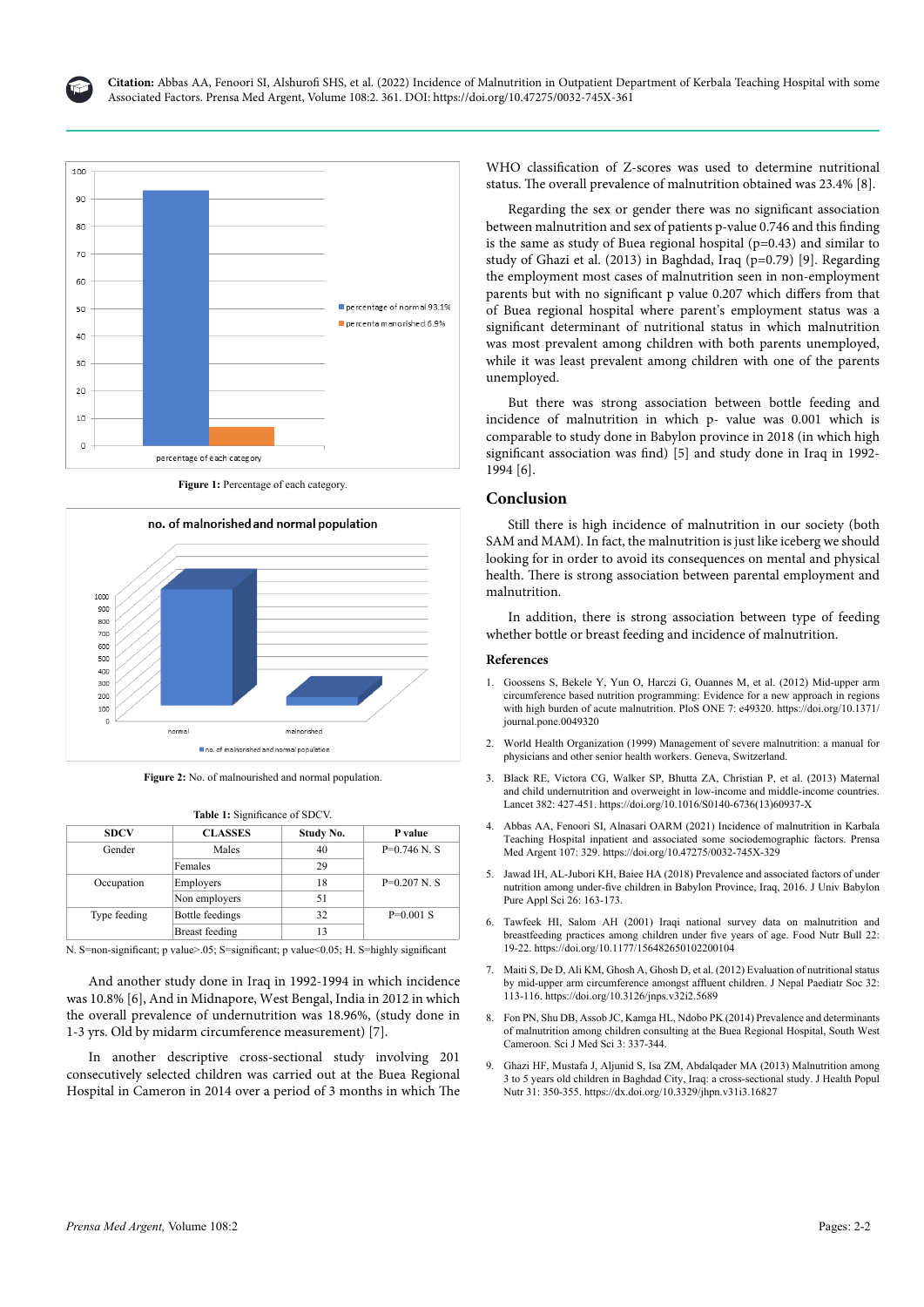100
90
80
70
60
50
40
30
20
10
0

percentage of normal 93.1%
percenta menorished 6.9%

percentage of each category

**Figure 1:** Percentage of each category.

no. of malnorished and normal population

1000
900
800
700
600
500
400
300
200
100
0

normal
malnorished

no. of malnorished and normal population

**Figure 2:** No. of malnourished and normal population.

**Table 1:** Significance of SDCV.

| SDCV | CLASSES | Study No. | P value |
|---|---|---|---|
| Gender | Males | 40 | P=0.746 N. S |
| | Females | 29 | |
| Occupation | Employers | 18 | P=0.207 N. S |
| | Non employers | 51 | |
| Type feeding | Bottle feedings | 32 | P=0.001 S |
| | Breast feeding | 13 | |

N. S=non-significant; p value>.05; S=significant; p value<0.05; H. S=highly significant

And another study done in Iraq in 1992-1994 in which incidence was 10.8% [6], And in Midnapore, West Bengal, India in 2012 in which the overall prevalence of undernutrition was 18.96%, (study done in 1-3 yrs. Old by midarm circumference measurement) [7].

In another descriptive cross-sectional study involving 201 consecutively selected children was carried out at the Buea Regional Hospital in Cameron in 2014 over a period of 3 months in which The WHO classification of Z-scores was used to determine nutritional status. The overall prevalence of malnutrition obtained was 23.4% [8].

Regarding the sex or gender there was no significant association between malnutrition and sex of patients p-value 0.746 and this finding is the same as study of Buea regional hospital (p=0.43) and similar to study of Ghazi et al. (2013) in Baghdad, Iraq (p=0.79) [9]. Regarding the employment most cases of malnutrition seen in non-employment parents but with no significant p value 0.207 which differs from that of Buea regional hospital where parent's employment status was a significant determinant of nutritional status in which malnutrition was most prevalent among children with both parents unemployed, while it was least prevalent among children with one of the parents unemployed.

But there was strong association between bottle feeding and incidence of malnutrition in which p- value was 0.001 which is comparable to study done in Babylon province in 2018 (in which high significant association was find) [5] and study done in Iraq in 1992-1994 [6].

## Conclusion

Still there is high incidence of malnutrition in our society (both SAM and MAM). In fact, the malnutrition is just like iceberg we should looking for in order to avoid its consequences on mental and physical health. There is strong association between parental employment and malnutrition.

In addition, there is strong association between type of feeding whether bottle or breast feeding and incidence of malnutrition.

### References

1. Goossens S, Bekele Y, Yun O, Harczi G, Ouannes M, et al. (2012) Mid-upper arm circumference based nutrition programming: Evidence for a new approach in regions with high burden of acute malnutrition. PloS ONE 7: e49320. https://doi.org/10.1371/journal.pone.0049320
2. World Health Organization (1999) Management of severe malnutrition: a manual for physicians and other senior health workers. Geneva, Switzerland.
3. Black RE, Victora CG, Walker SP, Bhutta ZA, Christian P, et al. (2013) Maternal and child undernutrition and overweight in low-income and middle-income countries. Lancet 382: 427-451. https://doi.org/10.1016/S0140-6736(13)60937-X
4. Abbas AA, Fenoori SI, Alnasari OARM (2021) Incidence of malnutrition in Karbala Teaching Hospital inpatient and associated some sociodemographic factors. Prensa Med Argent 107: 329. https://doi.org/10.47275/0032-745X-329
5. Jawad IH, AL-Jubori KH, Baiee HA (2018) Prevalence and associated factors of under nutrition among under-five children in Babylon Province, Iraq, 2016. J Univ Babylon Pure Appl Sci 26: 163-173.
6. Tawfeek HI, Salom AH (2001) Iraqi national survey data on malnutrition and breastfeeding practices among children under five years of age. Food Nutr Bull 22: 19-22. https://doi.org/10.1177/156482650102200104
7. Maiti S, De D, Ali KM, Ghosh A, Ghosh D, et al. (2012) Evaluation of nutritional status by mid-upper arm circumference amongst affluent children. J Nepal Paediatr Soc 32: 113-116. https://doi.org/10.3126/jnps.v32i2.5689
8. Fon PN, Shu DB, Assob JC, Kamga HL, Ndobo PK (2014) Prevalence and determinants of malnutrition among children consulting at the Buea Regional Hospital, South West Cameroon. Sci J Med Sci 3: 337-344.
9. Ghazi HF, Mustafa J, Aljunid S, Isa ZM, Abdalqader MA (2013) Malnutrition among 3 to 5 years old children in Baghdad City, Iraq: a cross-sectional study. J Health Popul Nutr 31: 350-355. https://dx.doi.org/10.3329/jhpn.v31i3.16827